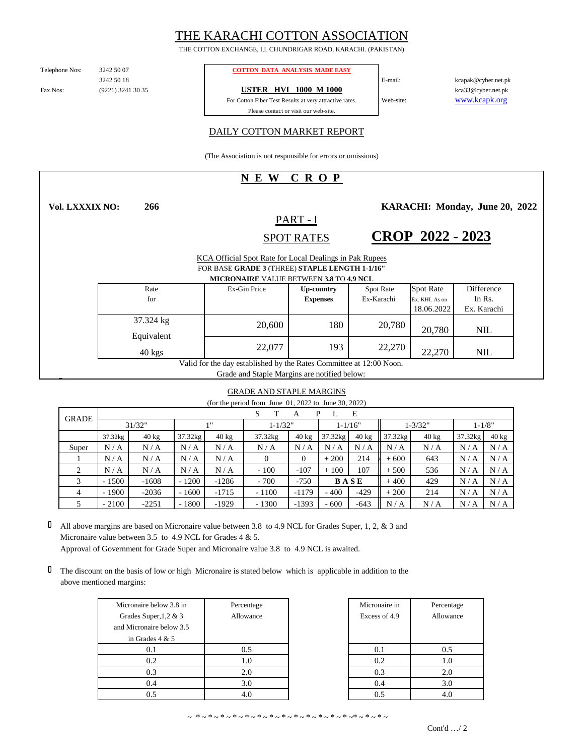# THE KARACHI COTTON ASSOCIATION

THE COTTON EXCHANGE, I,I. CHUNDRIGAR ROAD, KARACHI. (PAKISTAN)

Telephone Nos: 3242 50 07
3242 50 18
Fax Nos: (9221) 3241 30 35

**COTTON DATA ANALYSIS MADE EASY**

**USTER HVI 1000 M 1000**

For Cotton Fiber Test Results at very attractive rates.
Please contact or visit our web-site.

E-mail: kcapak@cyber.net.pk
kca33@cyber.net.pk
Web-site: www.kcapk.org

## DAILY COTTON MARKET REPORT

(The Association is not responsible for errors or omissions)

## N E W C R O P

**Vol. LXXXIX NO: 266**

**KARACHI: Monday, June 20, 2022**

### PART - I

### SPOT RATES

## CROP 2022 - 2023

KCA Official Spot Rate for Local Dealings in Pak Rupees
FOR BASE **GRADE 3** (THREE) **STAPLE LENGTH 1-1/16"**
**MICRONAIRE** VALUE BETWEEN **3.8** TO **4.9 NCL**

| Rate for | Ex-Gin Price | Up-country Expenses | Spot Rate Ex-Karachi | Spot Rate Ex. KHI. As on 18.06.2022 | Difference In Rs. Ex. Karachi |
|---|---|---|---|---|---|
| 37.324 kg | 20,600 | 180 | 20,780 | 20,780 | NIL |
| Equivalent 40 kgs | 22,077 | 193 | 22,270 | 22,270 | NIL |

Valid for the day established by the Rates Committee at 12:00 Noon.
Grade and Staple Margins are notified below:

### GRADE AND STAPLE MARGINS

(for the period from June 01, 2022 to June 30, 2022)

| GRADE | STAPLE | | | | | | | | | | | |
|---|---|---|---|---|---|---|---|---|---|---|---|---|
| | 31/32" | | 1" | | 1-1/32" | | 1-1/16" | | 1-3/32" | | 1-1/8" | |
| | 37.32kg | 40 kg | 37.32kg | 40 kg | 37.32kg | 40 kg | 37.32kg | 40 kg | 37.32kg | 40 kg | 37.32kg | 40 kg |
| Super | N / A | N / A | N / A | N / A | N / A | N / A | N / A | N / A | N / A | N / A | N / A | N / A |
| 1 | N / A | N / A | N / A | N / A | 0 | 0 | + 200 | 214 | + 600 | 643 | N / A | N / A |
| 2 | N / A | N / A | N / A | N / A | - 100 | -107 | + 100 | 107 | + 500 | 536 | N / A | N / A |
| 3 | - 1500 | -1608 | - 1200 | -1286 | - 700 | -750 | B A S E | | + 400 | 429 | N / A | N / A |
| 4 | - 1900 | -2036 | - 1600 | -1715 | - 1100 | -1179 | - 400 | -429 | + 200 | 214 | N / A | N / A |
| 5 | - 2100 | -2251 | - 1800 | -1929 | - 1300 | -1393 | - 600 | -643 | N / A | N / A | N / A | N / A |

- All above margins are based on Micronaire value between 3.8 to 4.9 NCL for Grades Super, 1, 2, & 3 and Micronaire value between 3.5 to 4.9 NCL for Grades 4 & 5.
  Approval of Government for Grade Super and Micronaire value 3.8 to 4.9 NCL is awaited.

- The discount on the basis of low or high Micronaire is stated below which is applicable in addition to the above mentioned margins:

| Micronaire below 3.8 in Grades Super,1,2 & 3 and Micronaire below 3.5 in Grades 4 & 5 | Percentage Allowance |
|---|---|
| 0.1 | 0.5 |
| 0.2 | 1.0 |
| 0.3 | 2.0 |
| 0.4 | 3.0 |
| 0.5 | 4.0 |

| Micronaire in Excess of 4.9 | Percentage Allowance |
|---|---|
| 0.1 | 0.5 |
| 0.2 | 1.0 |
| 0.3 | 2.0 |
| 0.4 | 3.0 |
| 0.5 | 4.0 |

~ *~*~*~*~*~*~*~*~*~*~*~*~*~*~*~*~*~*~

Cont'd …/ 2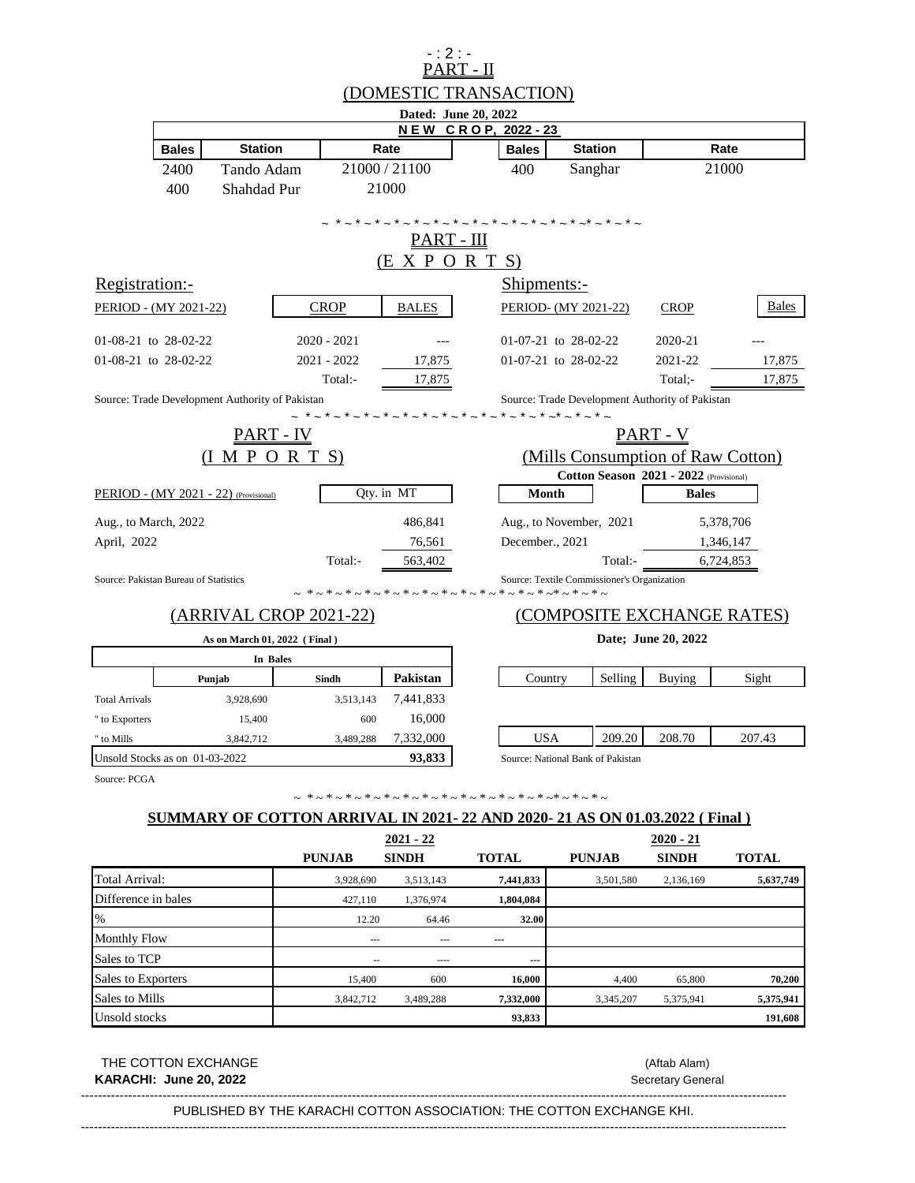# PART - II

## (DOMESTIC TRANSACTION)

**Dated: June 20, 2022**

**NEW CROP, 2022 - 23**

| Bales | Station | Rate | Bales | Station | Rate |
|---|---|---|---|---|---|
| 2400 | Tando Adam | 21000 / 21100 | 400 | Sanghar | 21000 |
| 400 | Shahdad Pur | 21000 | | | |

~ * ~ * ~ * ~ * ~ * ~ * ~ * ~ * ~ * ~ * ~ * ~ * ~ * ~ * ~ * ~

# PART - III

## (E X P O R T S)

**Registration:-**

| PERIOD - (MY 2021-22) | CROP | BALES |
|---|---|---|
| 01-08-21 to 28-02-22 | 2020 - 2021 | --- |
| 01-08-21 to 28-02-22 | 2021 - 2022 | 17,875 |
| | Total:- | 17,875 |

Source: Trade Development Authority of Pakistan

**Shipments:-**

| PERIOD- (MY 2021-22) | CROP | Bales |
|---|---|---|
| 01-07-21 to 28-02-22 | 2020-21 | --- |
| 01-07-21 to 28-02-22 | 2021-22 | 17,875 |
| | Total;- | 17,875 |

Source: Trade Development Authority of Pakistan

~ * ~ * ~ * ~ * ~ * ~ * ~ * ~ * ~ * ~ * ~ * ~ * ~ * ~ * ~ * ~

# PART - IV

## (I M P O R T S)

| PERIOD - (MY 2021 - 22) (Provisional) | Qty. in MT |
|---|---|
| Aug., to March, 2022 | 486,841 |
| April, 2022 | 76,561 |
| Total:- | 563,402 |

Source: Pakistan Bureau of Statistics

# PART - V

## (Mills Consumption of Raw Cotton)

**Cotton Season 2021 - 2022 (Provisional)**

| Month | Bales |
|---|---|
| Aug., to November, 2021 | 5,378,706 |
| December., 2021 | 1,346,147 |
| Total:- | 6,724,853 |

Source: Textile Commissioner's Organization

~ * ~ * ~ * ~ * ~ * ~ * ~ * ~ * ~ * ~ * ~ * ~ * ~ * ~ * ~ * ~

## (ARRIVAL CROP 2021-22)

**As on March 01, 2022 ( Final )**

In Bales

| | Punjab | Sindh | Pakistan |
|---|---|---|---|
| Total Arrivals | 3,928,690 | 3,513,143 | 7,441,833 |
| " to Exporters | 15,400 | 600 | 16,000 |
| " to Mills | 3,842,712 | 3,489,288 | 7,332,000 |
| Unsold Stocks as on 01-03-2022 | | | 93,833 |

Source: PCGA

## (COMPOSITE EXCHANGE RATES)

**Date; June 20, 2022**

| Country | Selling | Buying | Sight |
|---|---|---|---|
| USA | 209.20 | 208.70 | 207.43 |

Source: National Bank of Pakistan

~ * ~ * ~ * ~ * ~ * ~ * ~ * ~ * ~ * ~ * ~ * ~ * ~ * ~ * ~ * ~

## SUMMARY OF COTTON ARRIVAL IN 2021- 22 AND 2020- 21 AS ON 01.03.2022 ( Final )

| | 2021 - 22 | | | 2020 - 21 | | |
|---|---|---|---|---|---|---|
| | PUNJAB | SINDH | TOTAL | PUNJAB | SINDH | TOTAL |
| Total Arrival: | 3,928,690 | 3,513,143 | 7,441,833 | 3,501,580 | 2,136,169 | 5,637,749 |
| Difference in bales | 427,110 | 1,376,974 | 1,804,084 | | | |
| % | 12.20 | 64.46 | 32.00 | | | |
| Monthly Flow | --- | --- | --- | | | |
| Sales to TCP | -- | ---- | --- | | | |
| Sales to Exporters | 15,400 | 600 | 16,000 | 4,400 | 65,800 | 70,200 |
| Sales to Mills | 3,842,712 | 3,489,288 | 7,332,000 | 3,345,207 | 5,375,941 | 5,375,941 |
| Unsold stocks | | | 93,833 | | | 191,608 |

THE COTTON EXCHANGE
**KARACHI: June 20, 2022**

(Aftab Alam)
Secretary General

PUBLISHED BY THE KARACHI COTTON ASSOCIATION: THE COTTON EXCHANGE KHI.